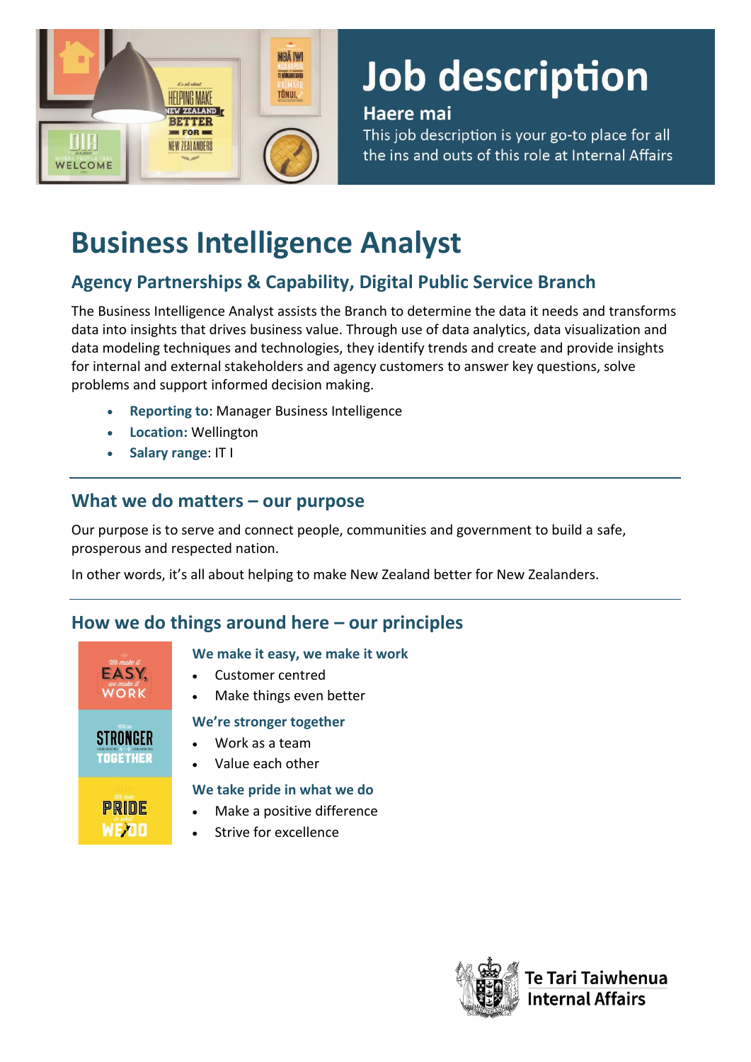# Job description

**Haere mai**

This job description is your go-to place for all the ins and outs of this role at Internal Affairs

# Business Intelligence Analyst

## Agency Partnerships & Capability, Digital Public Service Branch

The Business Intelligence Analyst assists the Branch to determine the data it needs and transforms data into insights that drives business value. Through use of data analytics, data visualization and data modeling techniques and technologies, they identify trends and create and provide insights for internal and external stakeholders and agency customers to answer key questions, solve problems and support informed decision making.

- **Reporting to**: Manager Business Intelligence
- **Location:** Wellington
- **Salary range**: IT I

## What we do matters – our purpose

Our purpose is to serve and connect people, communities and government to build a safe, prosperous and respected nation.

In other words, it's all about helping to make New Zealand better for New Zealanders.

## How we do things around here – our principles

### We make it easy, we make it work

- Customer centred
- Make things even better

### We're stronger together

- Work as a team
- Value each other

### We take pride in what we do

- Make a positive difference
- Strive for excellence

Te Tari Taiwhenua Internal Affairs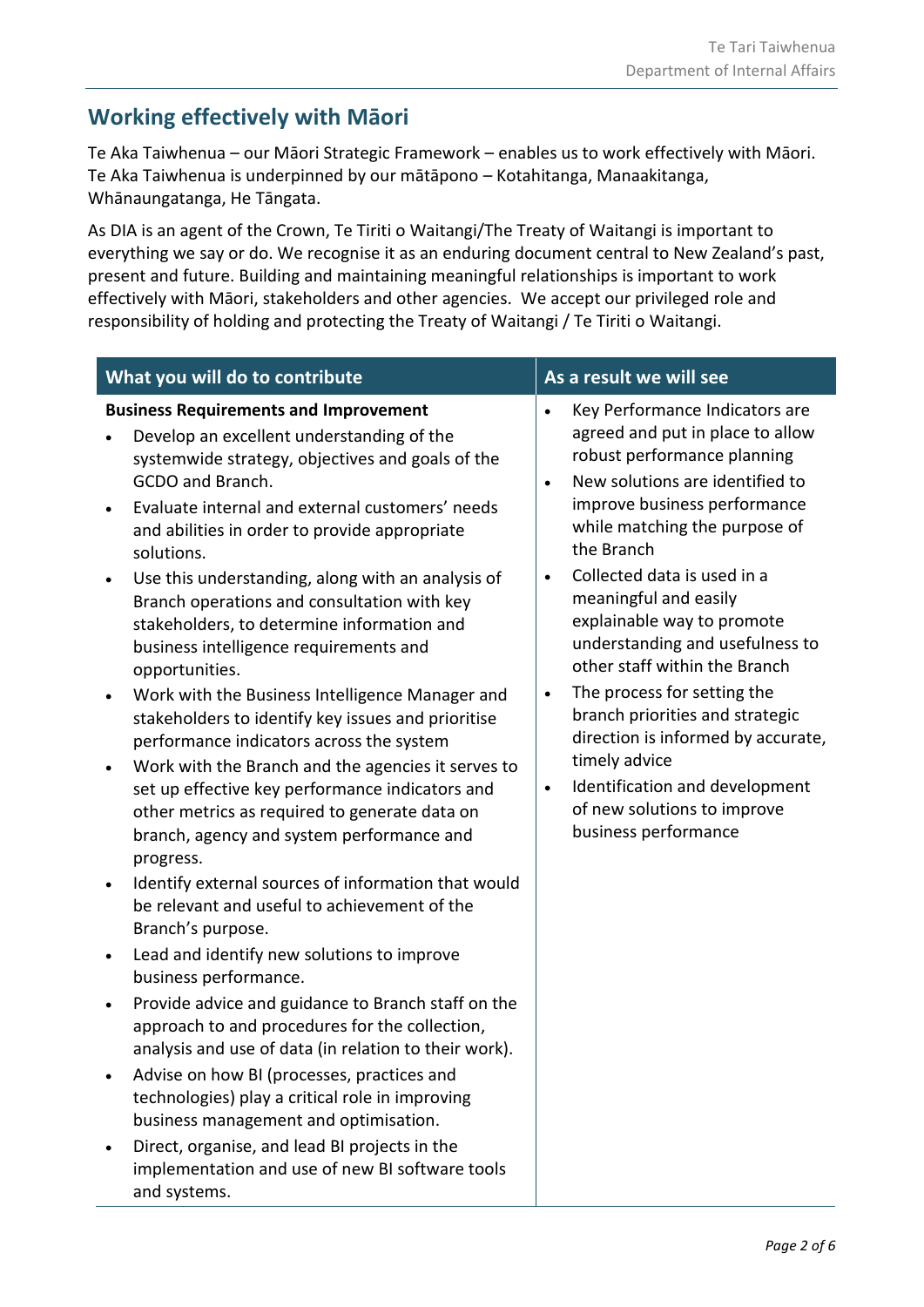## Working effectively with Māori

Te Aka Taiwhenua – our Māori Strategic Framework – enables us to work effectively with Māori. Te Aka Taiwhenua is underpinned by our mātāpono – Kotahitanga, Manaakitanga, Whānaungatanga, He Tāngata.

As DIA is an agent of the Crown, Te Tiriti o Waitangi/The Treaty of Waitangi is important to everything we say or do. We recognise it as an enduring document central to New Zealand's past, present and future. Building and maintaining meaningful relationships is important to work effectively with Māori, stakeholders and other agencies. We accept our privileged role and responsibility of holding and protecting the Treaty of Waitangi / Te Tiriti o Waitangi.

| What you will do to contribute | As a result we will see |
|---|---|
| **Business Requirements and Improvement**<br>• Develop an excellent understanding of the systemwide strategy, objectives and goals of the GCDO and Branch.<br>• Evaluate internal and external customers' needs and abilities in order to provide appropriate solutions.<br>• Use this understanding, along with an analysis of Branch operations and consultation with key stakeholders, to determine information and business intelligence requirements and opportunities.<br>• Work with the Business Intelligence Manager and stakeholders to identify key issues and prioritise performance indicators across the system<br>• Work with the Branch and the agencies it serves to set up effective key performance indicators and other metrics as required to generate data on branch, agency and system performance and progress.<br>• Identify external sources of information that would be relevant and useful to achievement of the Branch's purpose.<br>• Lead and identify new solutions to improve business performance.<br>• Provide advice and guidance to Branch staff on the approach to and procedures for the collection, analysis and use of data (in relation to their work).<br>• Advise on how BI (processes, practices and technologies) play a critical role in improving business management and optimisation.<br>• Direct, organise, and lead BI projects in the implementation and use of new BI software tools and systems. | • Key Performance Indicators are agreed and put in place to allow robust performance planning<br>• New solutions are identified to improve business performance while matching the purpose of the Branch<br>• Collected data is used in a meaningful and easily explainable way to promote understanding and usefulness to other staff within the Branch<br>• The process for setting the branch priorities and strategic direction is informed by accurate, timely advice<br>• Identification and development of new solutions to improve business performance |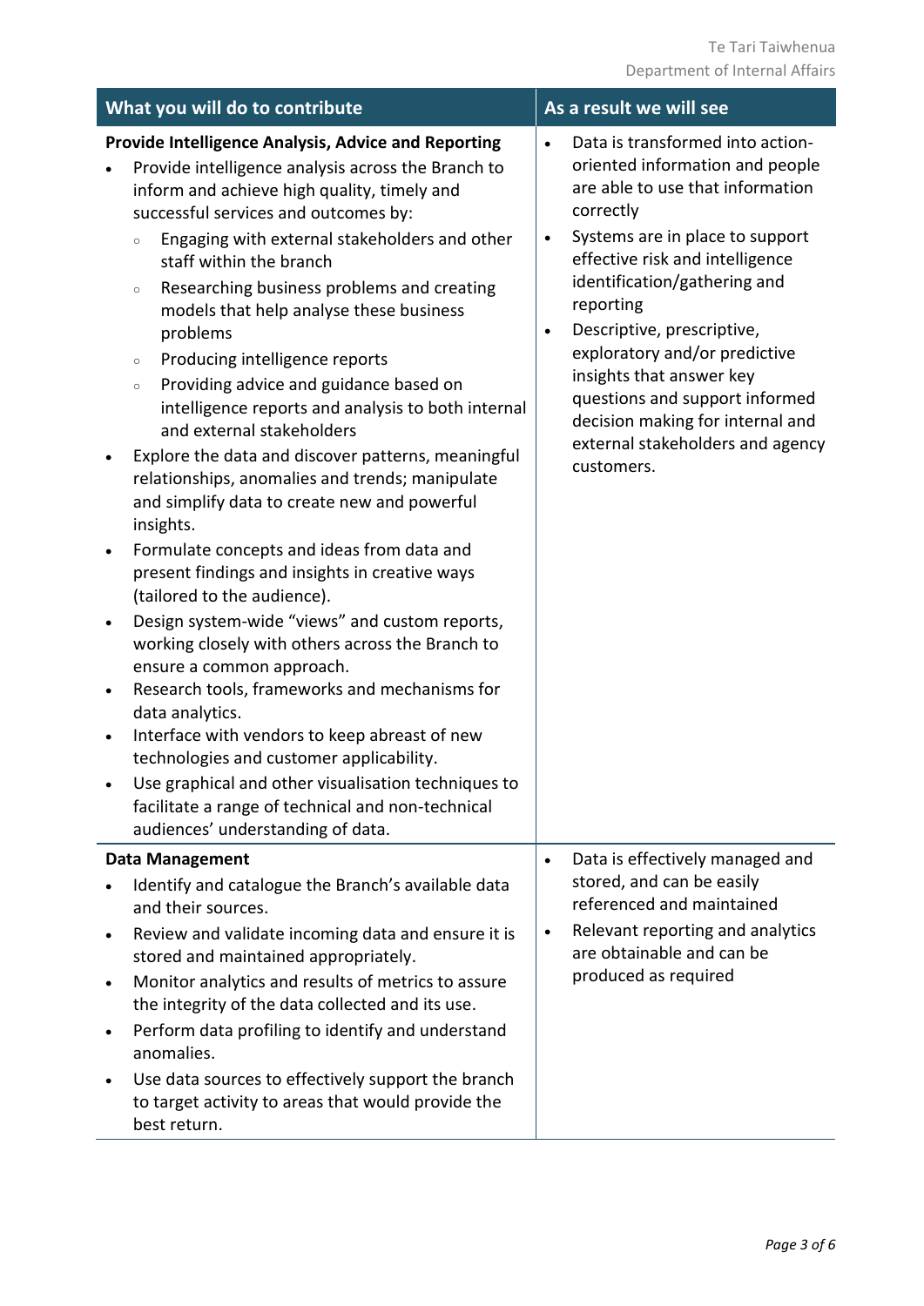| What you will do to contribute | As a result we will see |
|---|---|
| **Provide Intelligence Analysis, Advice and Reporting**<br>• Provide intelligence analysis across the Branch to inform and achieve high quality, timely and successful services and outcomes by:<br>  ◦ Engaging with external stakeholders and other staff within the branch<br>  ◦ Researching business problems and creating models that help analyse these business problems<br>  ◦ Producing intelligence reports<br>  ◦ Providing advice and guidance based on intelligence reports and analysis to both internal and external stakeholders<br>• Explore the data and discover patterns, meaningful relationships, anomalies and trends; manipulate and simplify data to create new and powerful insights.<br>• Formulate concepts and ideas from data and present findings and insights in creative ways (tailored to the audience).<br>• Design system-wide "views" and custom reports, working closely with others across the Branch to ensure a common approach.<br>• Research tools, frameworks and mechanisms for data analytics.<br>• Interface with vendors to keep abreast of new technologies and customer applicability.<br>• Use graphical and other visualisation techniques to facilitate a range of technical and non-technical audiences' understanding of data. | • Data is transformed into action-oriented information and people are able to use that information correctly<br>• Systems are in place to support effective risk and intelligence identification/gathering and reporting<br>• Descriptive, prescriptive, exploratory and/or predictive insights that answer key questions and support informed decision making for internal and external stakeholders and agency customers. |
| **Data Management**<br>• Identify and catalogue the Branch's available data and their sources.<br>• Review and validate incoming data and ensure it is stored and maintained appropriately.<br>• Monitor analytics and results of metrics to assure the integrity of the data collected and its use.<br>• Perform data profiling to identify and understand anomalies.<br>• Use data sources to effectively support the branch to target activity to areas that would provide the best return. | • Data is effectively managed and stored, and can be easily referenced and maintained<br>• Relevant reporting and analytics are obtainable and can be produced as required |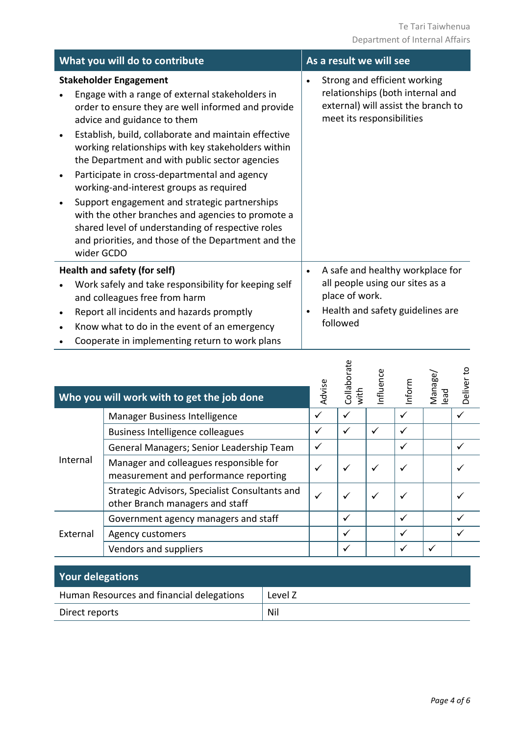| What you will do to contribute | As a result we will see |
|---|---|
| **Stakeholder Engagement**<br>• Engage with a range of external stakeholders in order to ensure they are well informed and provide advice and guidance to them<br>• Establish, build, collaborate and maintain effective working relationships with key stakeholders within the Department and with public sector agencies<br>• Participate in cross-departmental and agency working-and-interest groups as required<br>• Support engagement and strategic partnerships with the other branches and agencies to promote a shared level of understanding of respective roles and priorities, and those of the Department and the wider GCDO | • Strong and efficient working relationships (both internal and external) will assist the branch to meet its responsibilities |
| **Health and safety (for self)**<br>• Work safely and take responsibility for keeping self and colleagues free from harm<br>• Report all incidents and hazards promptly<br>• Know what to do in the event of an emergency<br>• Cooperate in implementing return to work plans | • A safe and healthy workplace for all people using our sites as a place of work.<br>• Health and safety guidelines are followed |

| Who you will work with to get the job done | | Advise | Collaborate with | Influence | Inform | Manage/ lead | Deliver to |
|---|---|---|---|---|---|---|---|
| Internal | Manager Business Intelligence | ✓ | ✓ | | ✓ | | ✓ |
| | Business Intelligence colleagues | ✓ | ✓ | ✓ | ✓ | | |
| | General Managers; Senior Leadership Team | ✓ | | | ✓ | | ✓ |
| | Manager and colleagues responsible for measurement and performance reporting | ✓ | ✓ | ✓ | ✓ | | ✓ |
| | Strategic Advisors, Specialist Consultants and other Branch managers and staff | ✓ | ✓ | ✓ | ✓ | | ✓ |
| External | Government agency managers and staff | | ✓ | | ✓ | | ✓ |
| | Agency customers | | ✓ | | ✓ | | ✓ |
| | Vendors and suppliers | | ✓ | | ✓ | ✓ | |

| Your delegations | |
|---|---|
| Human Resources and financial delegations | Level Z |
| Direct reports | Nil |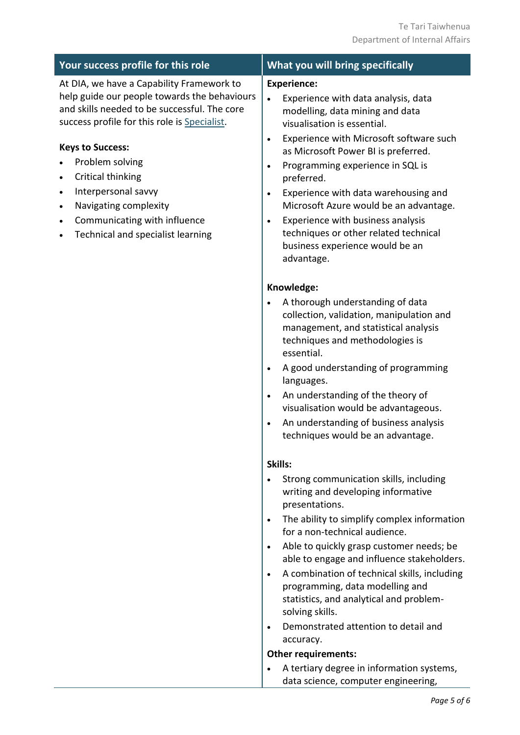## Your success profile for this role

At DIA, we have a Capability Framework to help guide our people towards the behaviours and skills needed to be successful. The core success profile for this role is Specialist.

**Keys to Success:**

- Problem solving
- Critical thinking
- Interpersonal savvy
- Navigating complexity
- Communicating with influence
- Technical and specialist learning

## What you will bring specifically

**Experience:**

- Experience with data analysis, data modelling, data mining and data visualisation is essential.
- Experience with Microsoft software such as Microsoft Power BI is preferred.
- Programming experience in SQL is preferred.
- Experience with data warehousing and Microsoft Azure would be an advantage.
- Experience with business analysis techniques or other related technical business experience would be an advantage.

**Knowledge:**

- A thorough understanding of data collection, validation, manipulation and management, and statistical analysis techniques and methodologies is essential.
- A good understanding of programming languages.
- An understanding of the theory of visualisation would be advantageous.
- An understanding of business analysis techniques would be an advantage.

**Skills:**

- Strong communication skills, including writing and developing informative presentations.
- The ability to simplify complex information for a non-technical audience.
- Able to quickly grasp customer needs; be able to engage and influence stakeholders.
- A combination of technical skills, including programming, data modelling and statistics, and analytical and problem-solving skills.
- Demonstrated attention to detail and accuracy.

**Other requirements:**

- A tertiary degree in information systems, data science, computer engineering,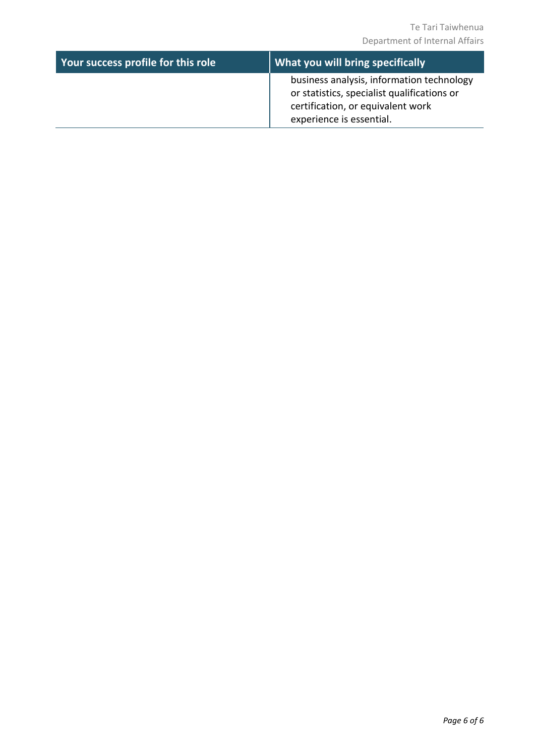| Your success profile for this role | What you will bring specifically |
|---|---|
| | business analysis, information technology or statistics, specialist qualifications or certification, or equivalent work experience is essential. |